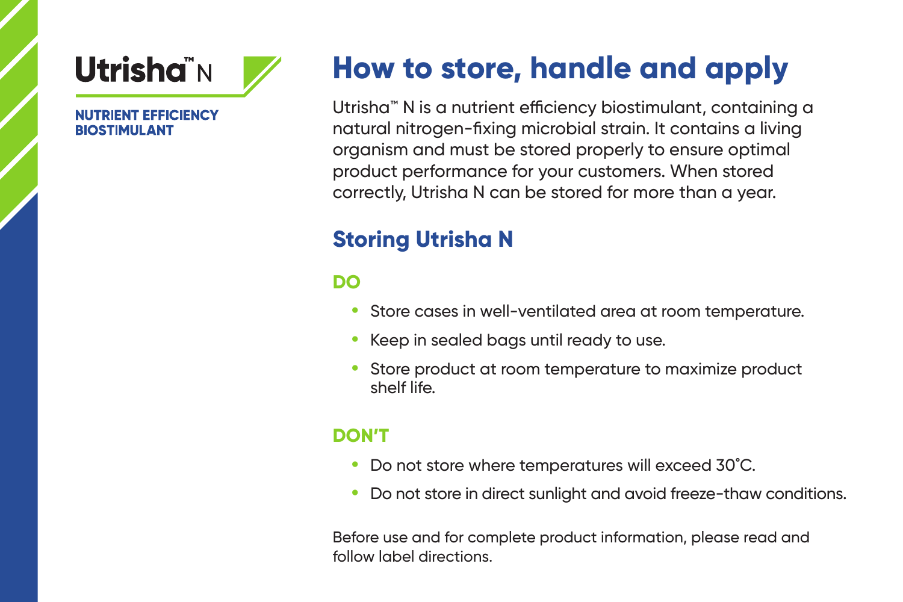Utrisha™ N

**NUTRIENT EFFICIENCY BIOSTIMULANT**

# How to store, handle and apply

Utrisha™ N is a nutrient efficiency biostimulant, containing a natural nitrogen-fixing microbial strain. It contains a living organism and must be stored properly to ensure optimal product performance for your customers. When stored correctly, Utrisha N can be stored for more than a year.

## Storing Utrisha N

### DO

- Store cases in well-ventilated area at room temperature.
- Keep in sealed bags until ready to use.
- Store product at room temperature to maximize product shelf life.

### DON'T

- Do not store where temperatures will exceed 30˚C.
- Do not store in direct sunlight and avoid freeze-thaw conditions.

Before use and for complete product information, please read and follow label directions.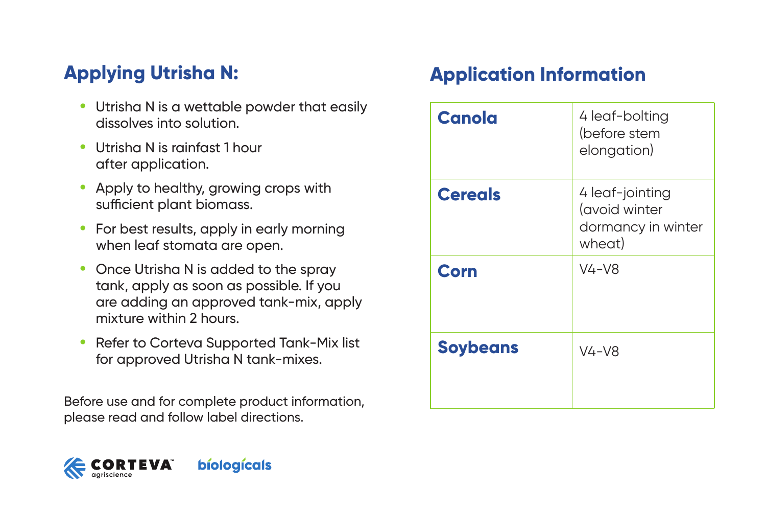## Applying Utrisha N:

- Utrisha N is a wettable powder that easily dissolves into solution.
- Utrisha N is rainfast 1 hour after application.
- Apply to healthy, growing crops with sufficient plant biomass.
- For best results, apply in early morning when leaf stomata are open.
- Once Utrisha N is added to the spray tank, apply as soon as possible. If you are adding an approved tank-mix, apply mixture within 2 hours.
- Refer to Corteva Supported Tank-Mix list for approved Utrisha N tank-mixes.

Before use and for complete product information, please read and follow label directions.

## Application Information

| | |
|---|---|
| **Canola** | 4 leaf-bolting (before stem elongation) |
| **Cereals** | 4 leaf-jointing (avoid winter dormancy in winter wheat) |
| **Corn** | V4-V8 |
| **Soybeans** | V4-V8 |

CORTEVA™ agriscience biologicals